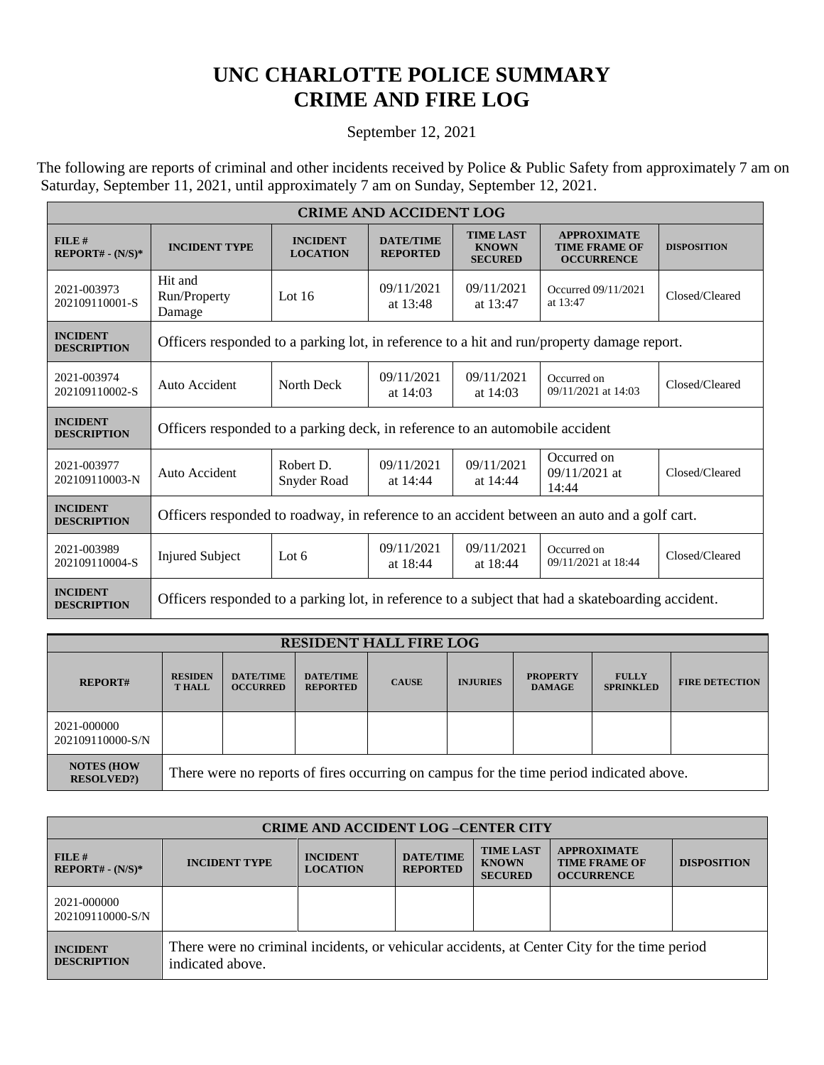# UNC CHARLOTTE POLICE SUMMARY
# CRIME AND FIRE LOG

September 12, 2021

The following are reports of criminal and other incidents received by Police & Public Safety from approximately 7 am on Saturday, September 11, 2021, until approximately 7 am on Sunday, September 12, 2021.

| CRIME AND ACCIDENT LOG | | | | | | |
|---|---|---|---|---|---|---|
| **FILE # REPORT# - (N/S)*** | **INCIDENT TYPE** | **INCIDENT LOCATION** | **DATE/TIME REPORTED** | **TIME LAST KNOWN SECURED** | **APPROXIMATE TIME FRAME OF OCCURRENCE** | **DISPOSITION** |
| 2021-003973 202109110001-S | Hit and Run/Property Damage | Lot 16 | 09/11/2021 at 13:48 | 09/11/2021 at 13:47 | Occurred 09/11/2021 at 13:47 | Closed/Cleared |
| **INCIDENT DESCRIPTION** | Officers responded to a parking lot, in reference to a hit and run/property damage report. | | | | | |
| 2021-003974 202109110002-S | Auto Accident | North Deck | 09/11/2021 at 14:03 | 09/11/2021 at 14:03 | Occurred on 09/11/2021 at 14:03 | Closed/Cleared |
| **INCIDENT DESCRIPTION** | Officers responded to a parking deck, in reference to an automobile accident | | | | | |
| 2021-003977 202109110003-N | Auto Accident | Robert D. Snyder Road | 09/11/2021 at 14:44 | 09/11/2021 at 14:44 | Occurred on 09/11/2021 at 14:44 | Closed/Cleared |
| **INCIDENT DESCRIPTION** | Officers responded to roadway, in reference to an accident between an auto and a golf cart. | | | | | |
| 2021-003989 202109110004-S | Injured Subject | Lot 6 | 09/11/2021 at 18:44 | 09/11/2021 at 18:44 | Occurred on 09/11/2021 at 18:44 | Closed/Cleared |
| **INCIDENT DESCRIPTION** | Officers responded to a parking lot, in reference to a subject that had a skateboarding accident. | | | | | |

| RESIDENT HALL FIRE LOG | | | | | | | | |
|---|---|---|---|---|---|---|---|---|
| **REPORT#** | **RESIDEN T HALL** | **DATE/TIME OCCURRED** | **DATE/TIME REPORTED** | **CAUSE** | **INJURIES** | **PROPERTY DAMAGE** | **FULLY SPRINKLED** | **FIRE DETECTION** |
| 2021-000000 202109110000-S/N | | | | | | | | |
| **NOTES (HOW RESOLVED?)** | There were no reports of fires occurring on campus for the time period indicated above. | | | | | | | |

| CRIME AND ACCIDENT LOG –CENTER CITY | | | | | | |
|---|---|---|---|---|---|---|
| **FILE # REPORT# - (N/S)*** | **INCIDENT TYPE** | **INCIDENT LOCATION** | **DATE/TIME REPORTED** | **TIME LAST KNOWN SECURED** | **APPROXIMATE TIME FRAME OF OCCURRENCE** | **DISPOSITION** |
| 2021-000000 202109110000-S/N | | | | | | |
| **INCIDENT DESCRIPTION** | There were no criminal incidents, or vehicular accidents, at Center City for the time period indicated above. | | | | | |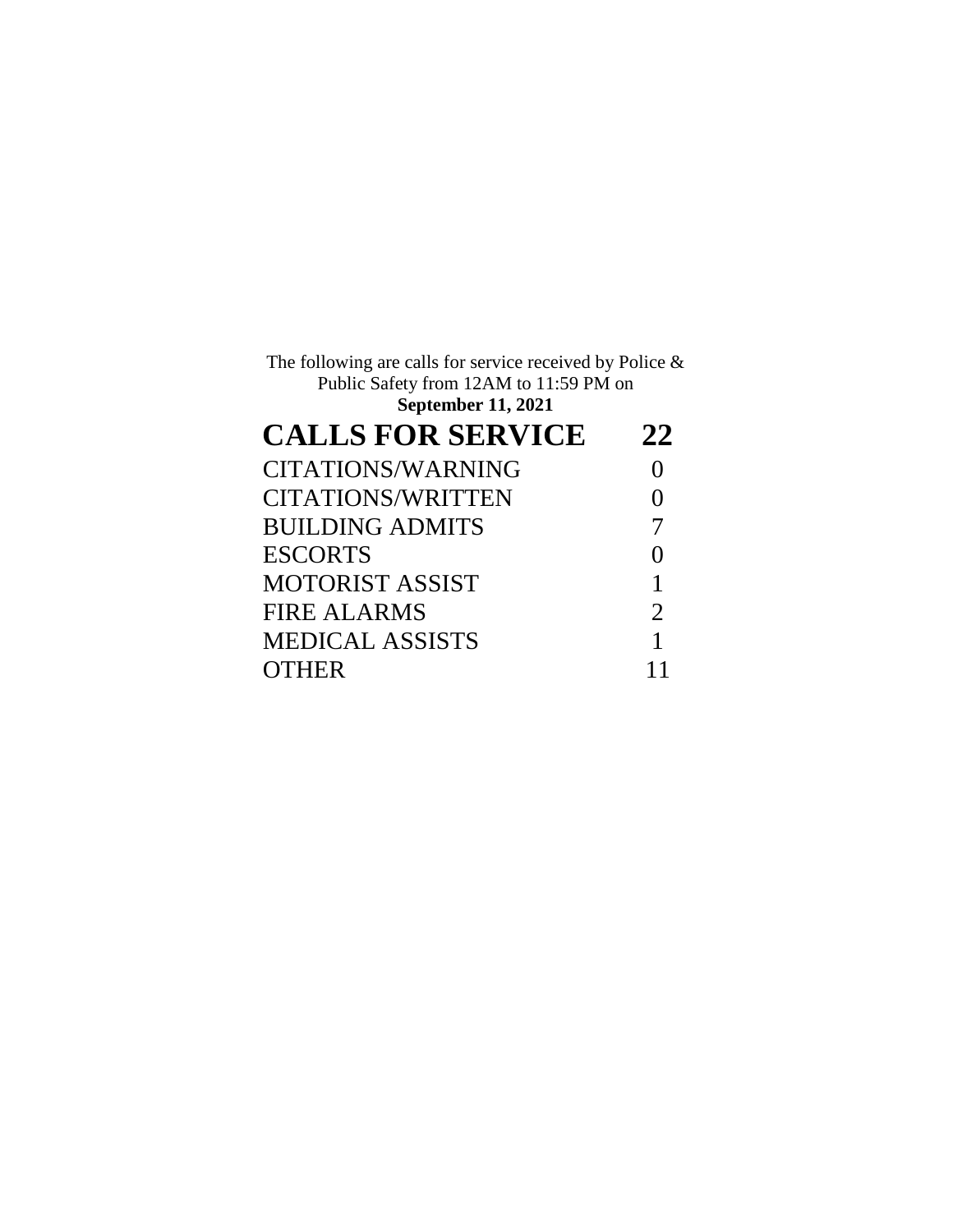The following are calls for service received by Police & Public Safety from 12AM to 11:59 PM on

**September 11, 2021**

| | |
|---|---|
| **CALLS FOR SERVICE** | **22** |
| CITATIONS/WARNING | 0 |
| CITATIONS/WRITTEN | 0 |
| BUILDING ADMITS | 7 |
| ESCORTS | 0 |
| MOTORIST ASSIST | 1 |
| FIRE ALARMS | 2 |
| MEDICAL ASSISTS | 1 |
| OTHER | 11 |